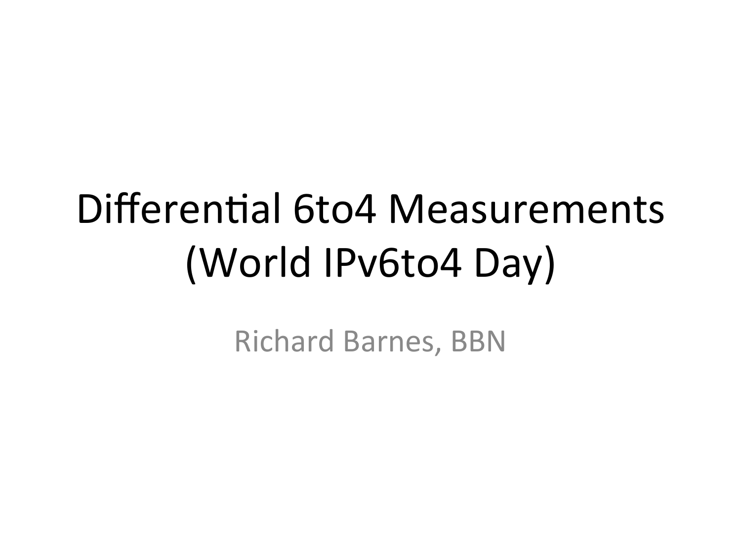# Differential 6to4 Measurements (World IPv6to4 Day)

Richard Barnes, BBN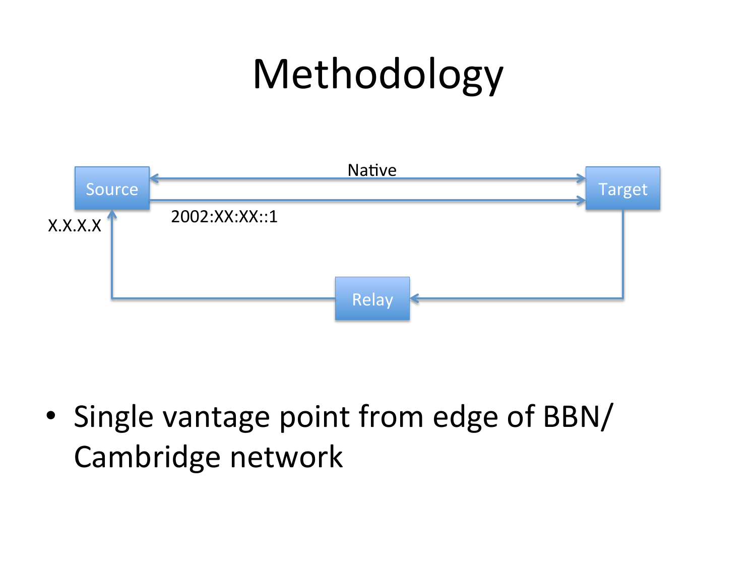# Methodology

Source — Native — Target

2002:XX:XX::1

X.X.X.X

Relay

- Single vantage point from edge of BBN/Cambridge network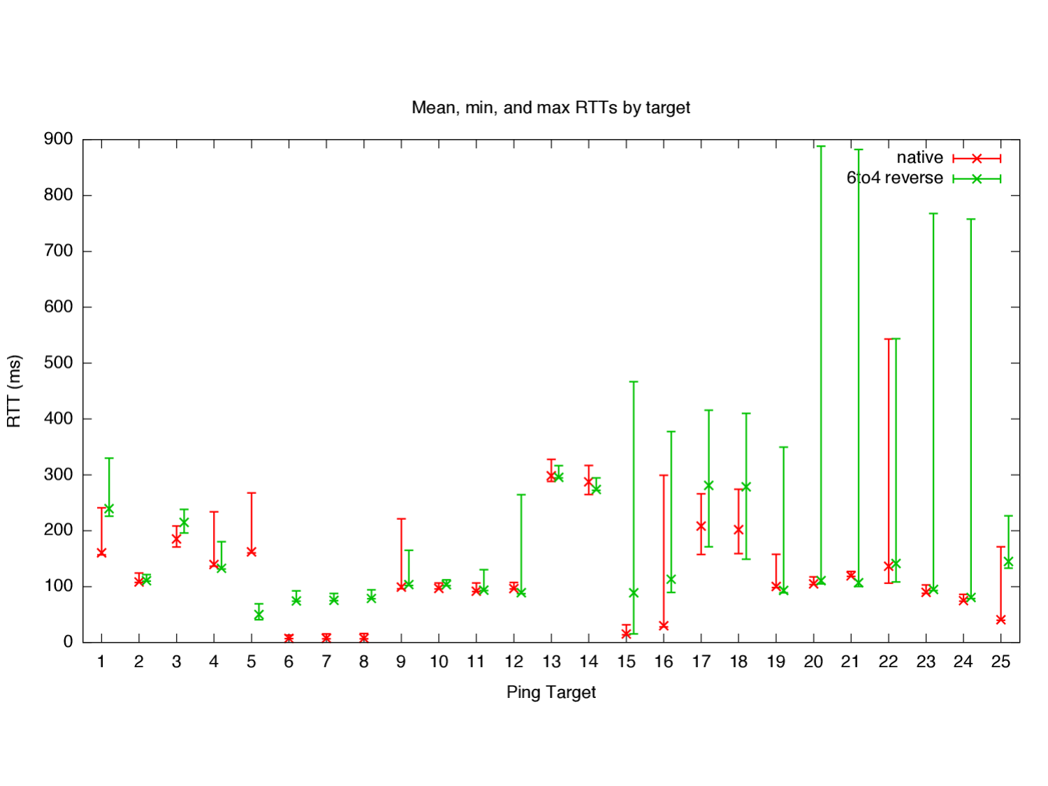Mean, min, and max RTTs by target

native

6to4 reverse

RTT (ms)

Ping Target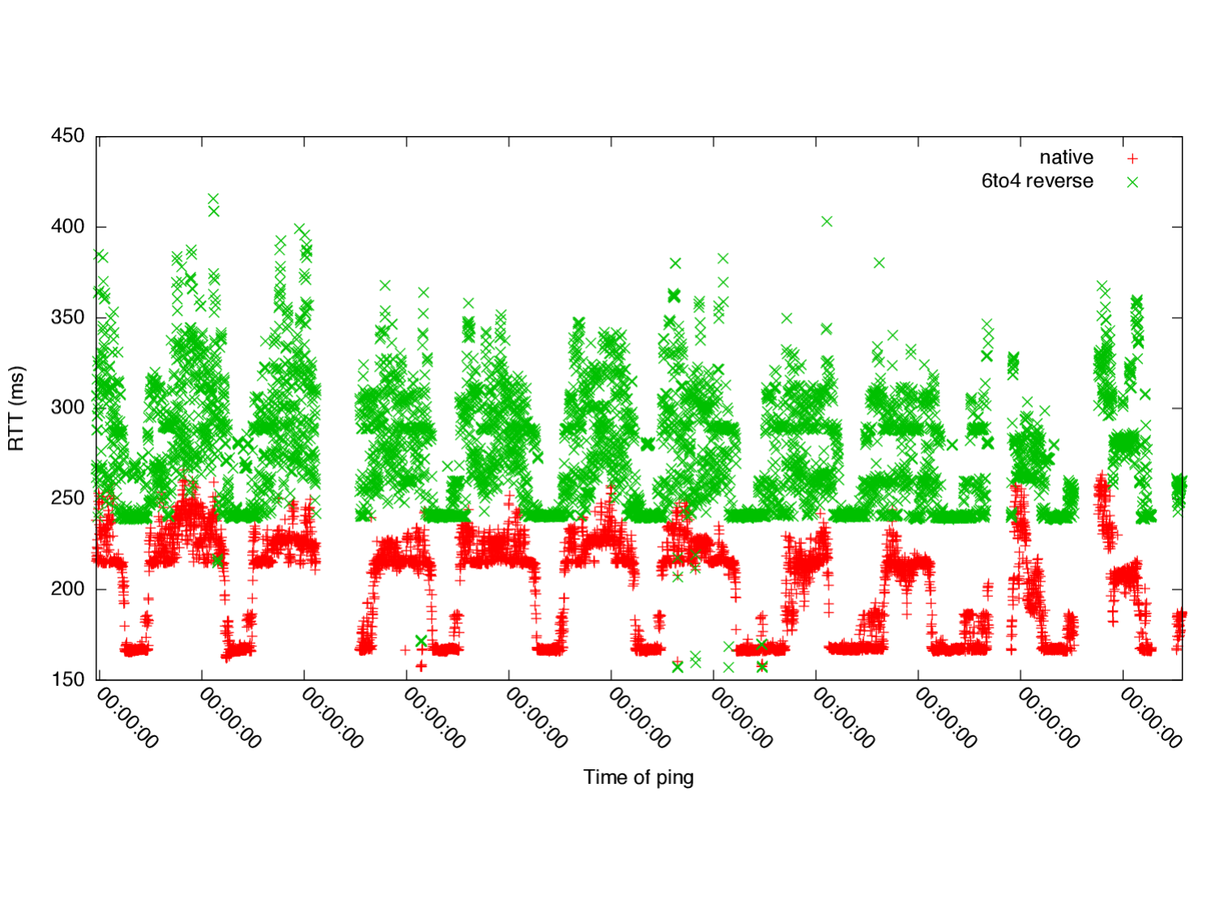native
6to4 reverse

RTT (ms)

450
400
350
300
250
200
150

00:00:00 00:00:00 00:00:00 00:00:00 00:00:00 00:00:00 00:00:00 00:00:00 00:00:00 00:00:00 00:00:00

Time of ping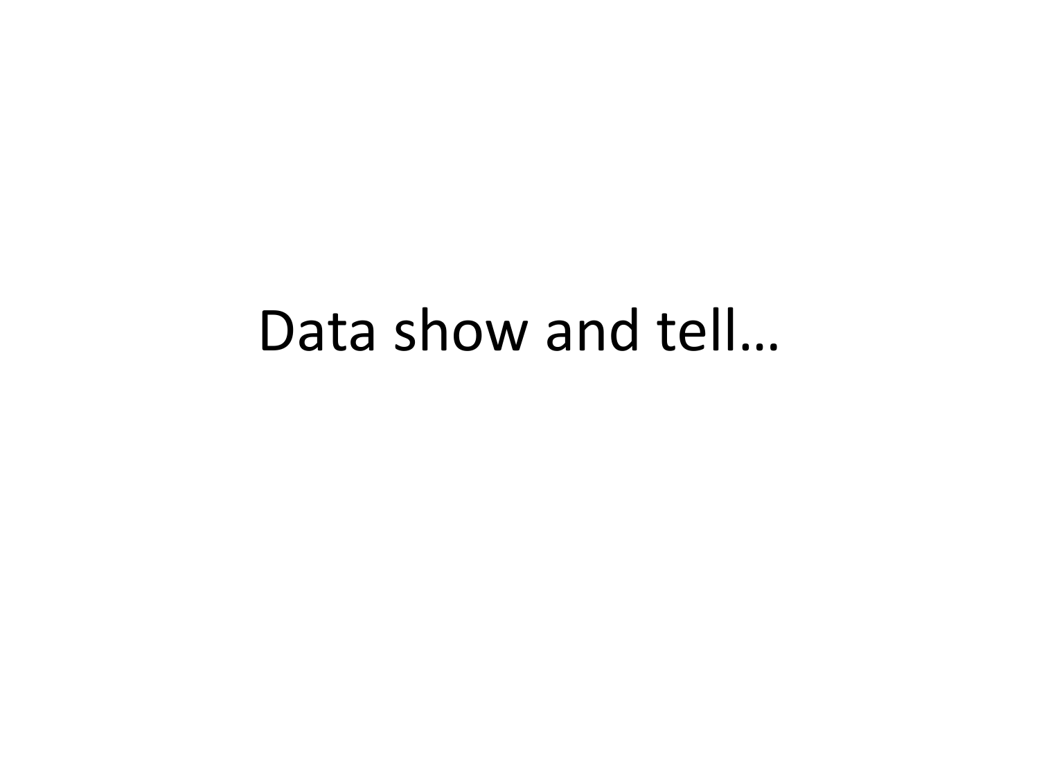# Data show and tell…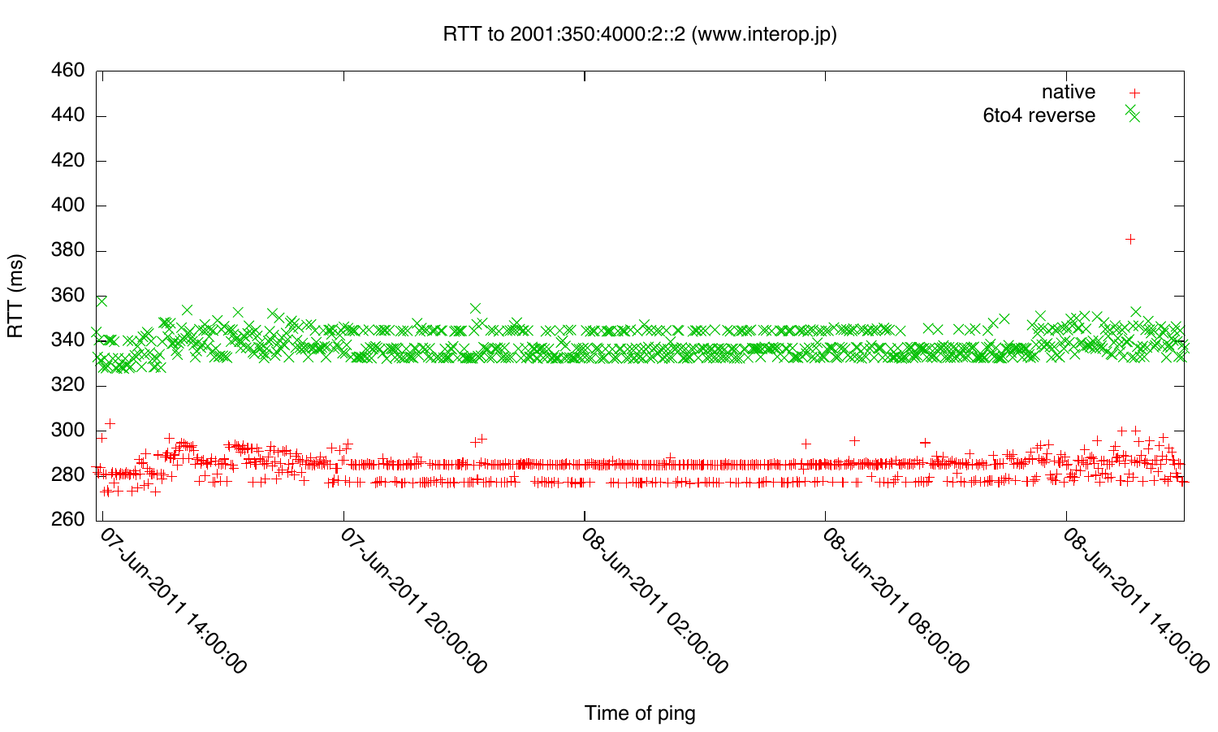RTT to 2001:350:4000:2::2 (www.interop.jp)

native

6to4 reverse

RTT (ms)

Time of ping

07-Jun-2011 14:00:00

07-Jun-2011 20:00:00

08-Jun-2011 02:00:00

08-Jun-2011 08:00:00

08-Jun-2011 14:00:00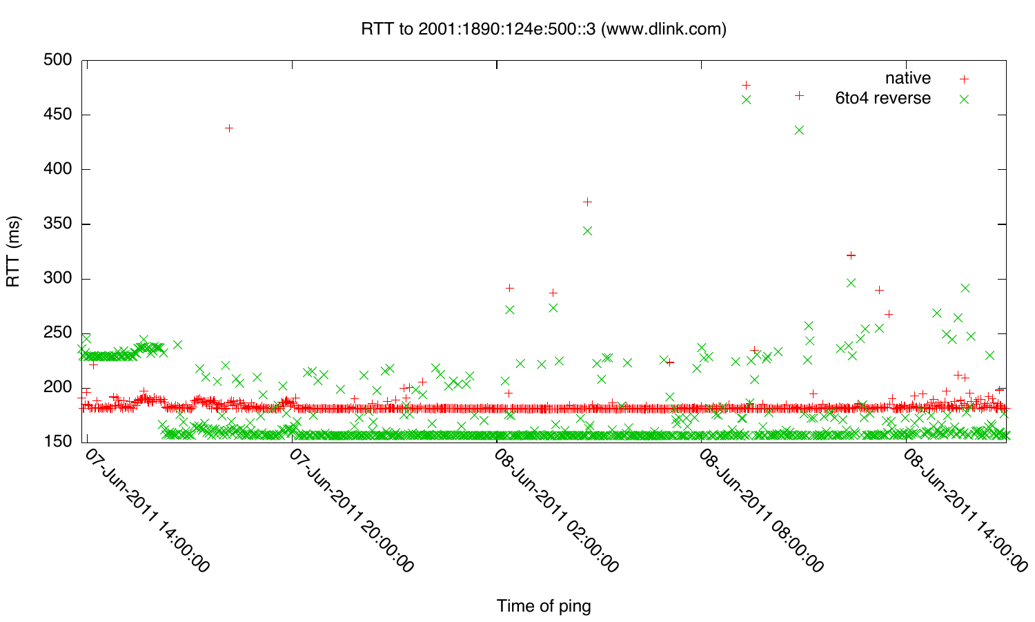RTT to 2001:1890:124e:500::3 (www.dlink.com)

RTT (ms)

native

6to4 reverse

Time of ping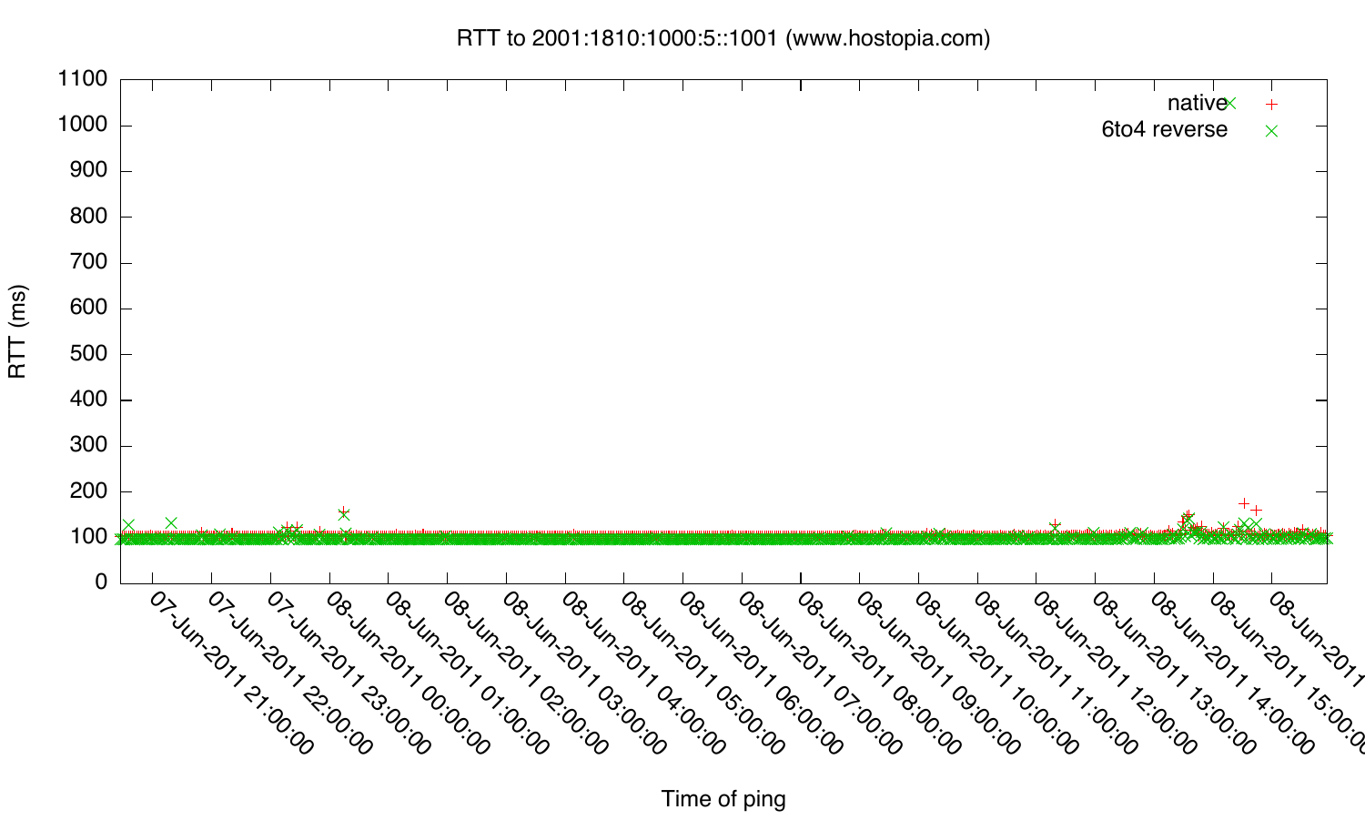RTT to 2001:1810:1000:5::1001 (www.hostopia.com)

RTT (ms)

Time of ping

native

6to4 reverse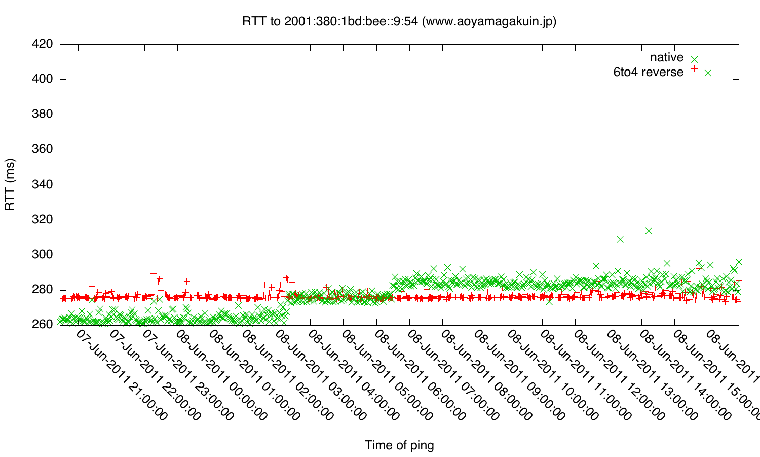RTT to 2001:380:1bd:bee::9:54 (www.aoyamagakuin.jp)

RTT (ms)

native
6to4 reverse

Time of ping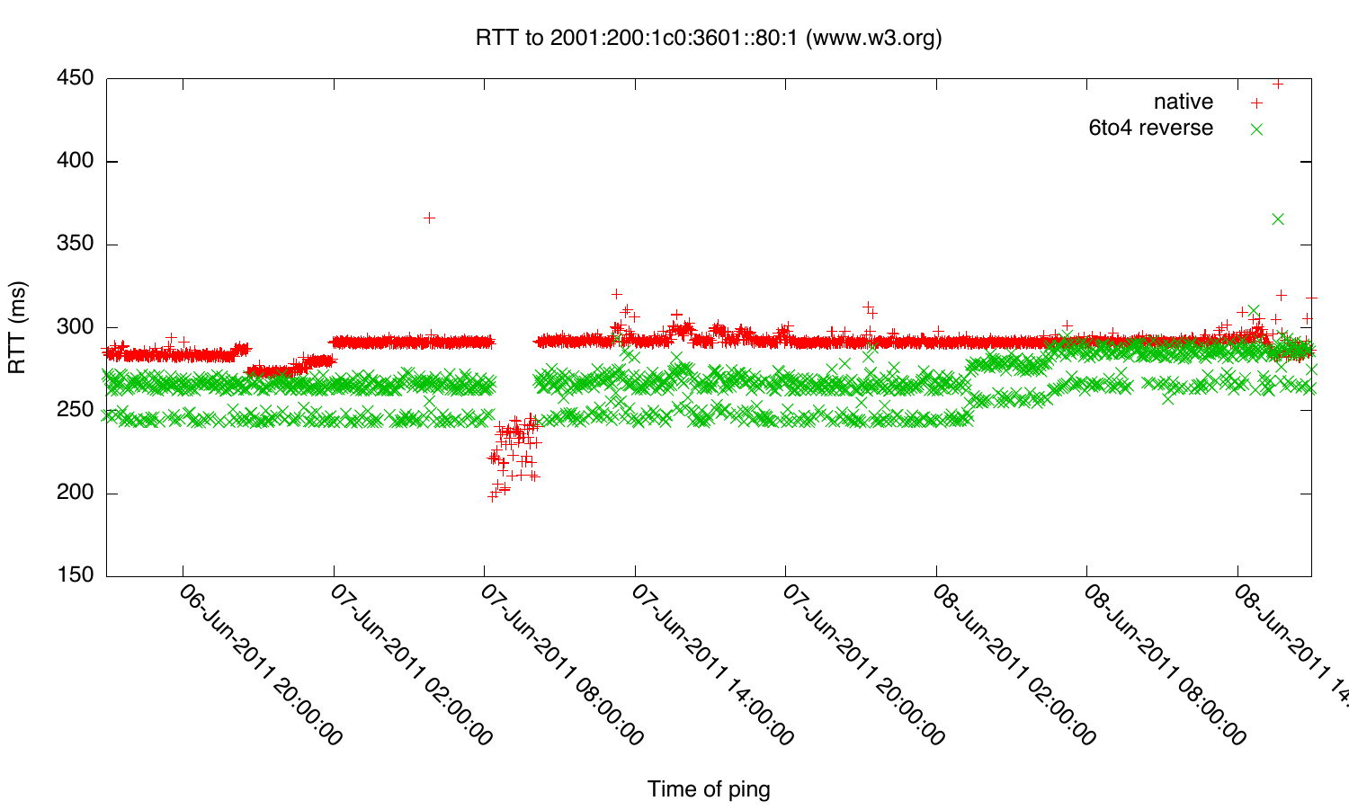RTT to 2001:200:1c0:3601::80:1 (www.w3.org)

native
6to4 reverse

RTT (ms)

450
400
350
300
250
200
150

06-Jun-2011 20:00:00
07-Jun-2011 02:00:00
07-Jun-2011 08:00:00
07-Jun-2011 14:00:00
07-Jun-2011 20:00:00
08-Jun-2011 02:00:00
08-Jun-2011 08:00:00
08-Jun-2011 14:

Time of ping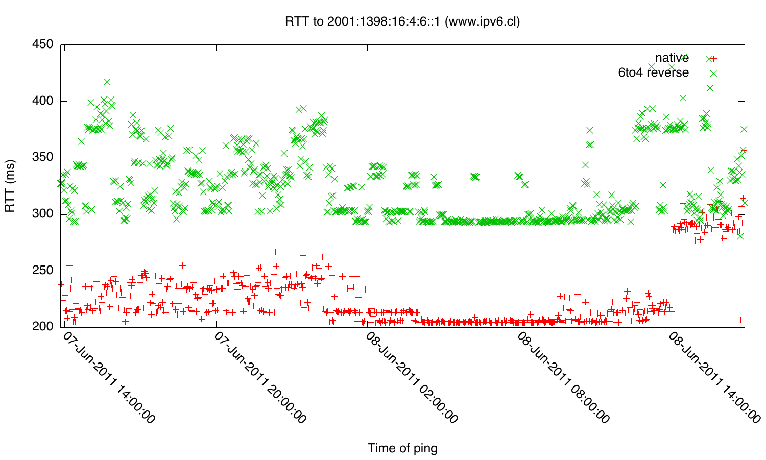RTT to 2001:1398:16:4:6::1 (www.ipv6.cl)

RTT (ms)

native

6to4 reverse

Time of ping

450 400 350 300 250 200

07-Jun-2011 14:00:00 07-Jun-2011 20:00:00 08-Jun-2011 02:00:00 08-Jun-2011 08:00:00 08-Jun-2011 14:00:00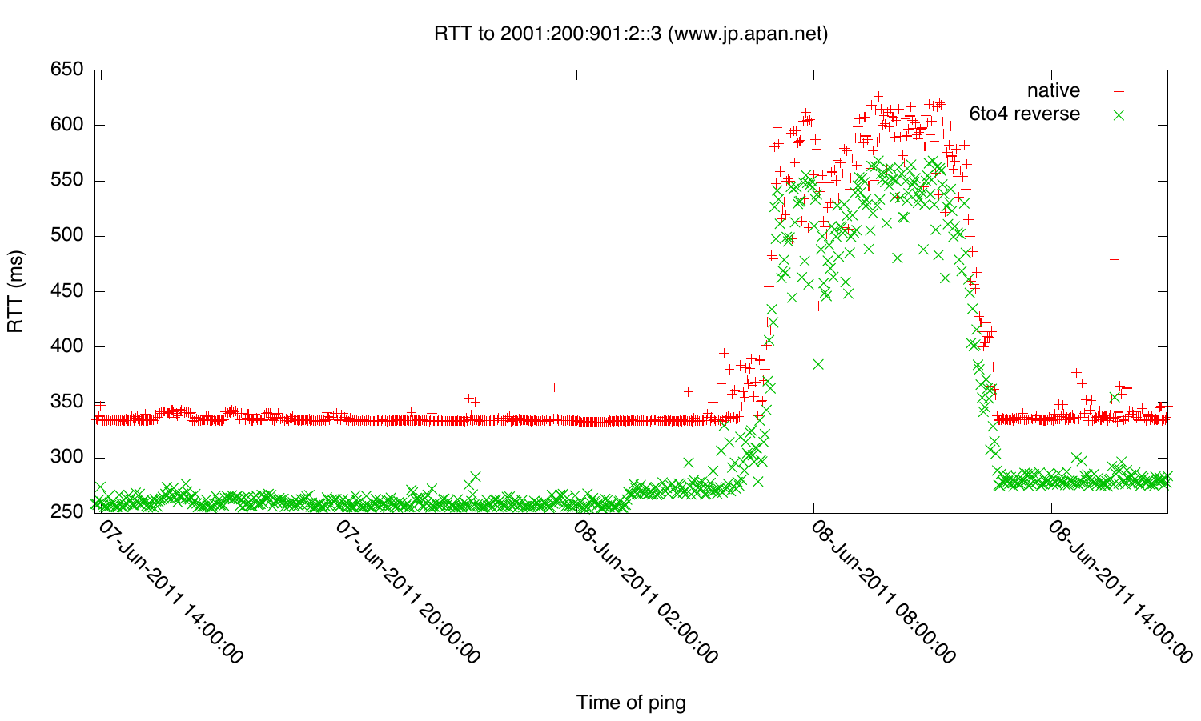RTT to 2001:200:901:2::3 (www.jp.apan.net)

| | |
|---|---|
| + | native |
| × | 6to4 reverse |

RTT (ms)

Time of ping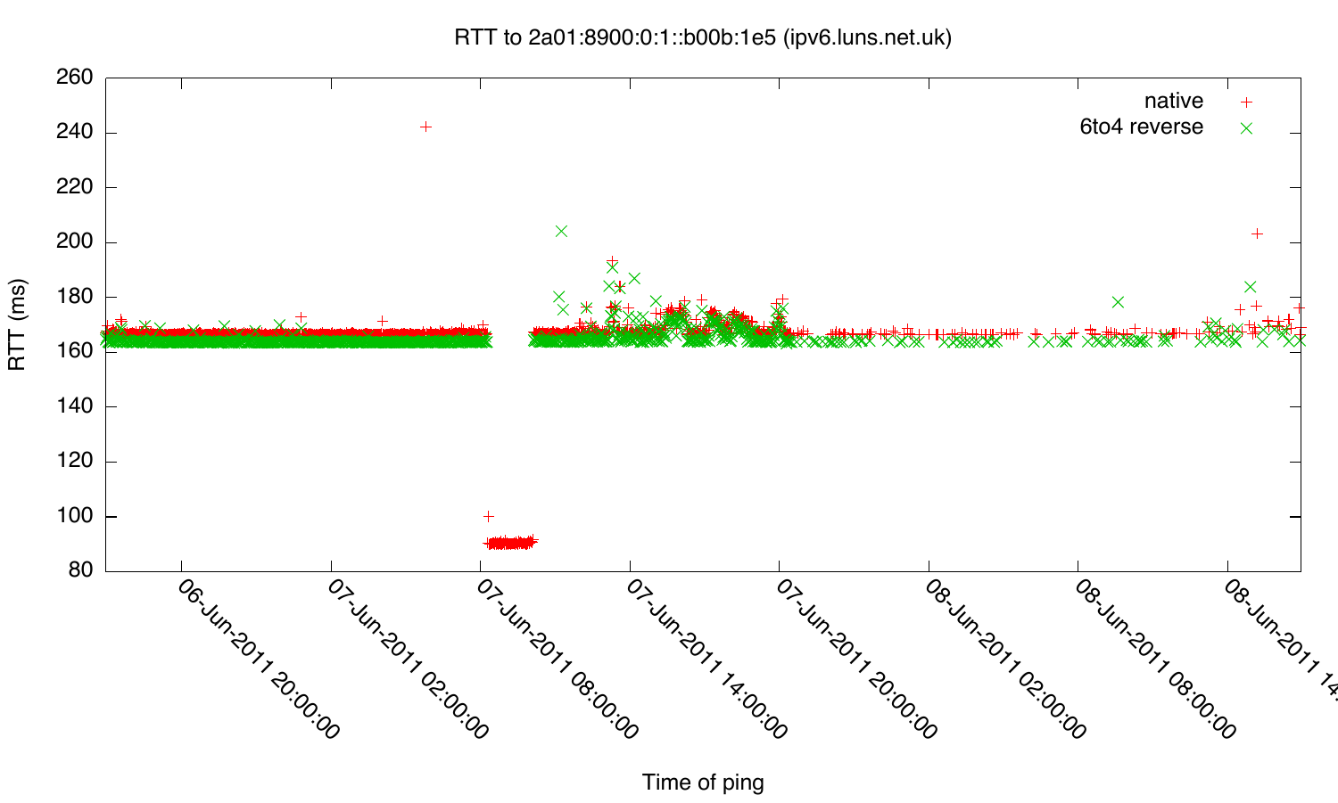RTT to 2a01:8900:0:1::b00b:1e5 (ipv6.luns.net.uk)

RTT (ms): 80, 100, 120, 140, 160, 180, 200, 220, 240, 260

Legend: native (+), 6to4 reverse (×)

Time of ping: 06-Jun-2011 20:00:00, 07-Jun-2011 02:00:00, 07-Jun-2011 08:00:00, 07-Jun-2011 14:00:00, 07-Jun-2011 20:00:00, 08-Jun-2011 02:00:00, 08-Jun-2011 08:00:00, 08-Jun-2011 14: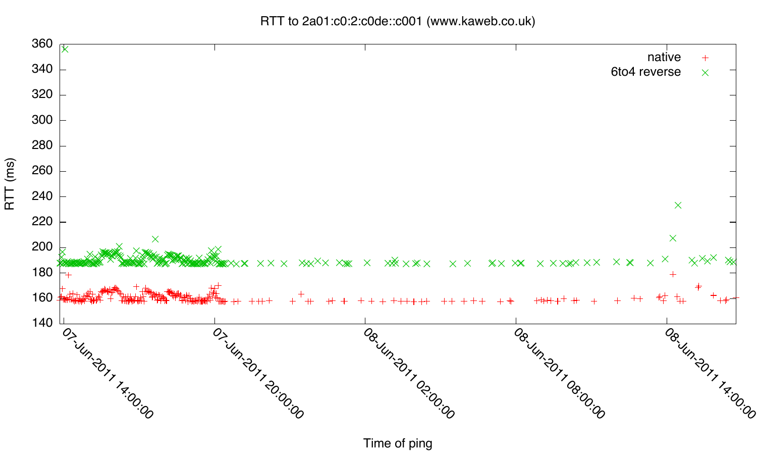RTT to 2a01:c0:2:c0de::c001 (www.kaweb.co.uk)

native

6to4 reverse

RTT (ms)

Time of ping

07-Jun-2011 14:00:00

07-Jun-2011 20:00:00

08-Jun-2011 02:00:00

08-Jun-2011 08:00:00

08-Jun-2011 14:00:00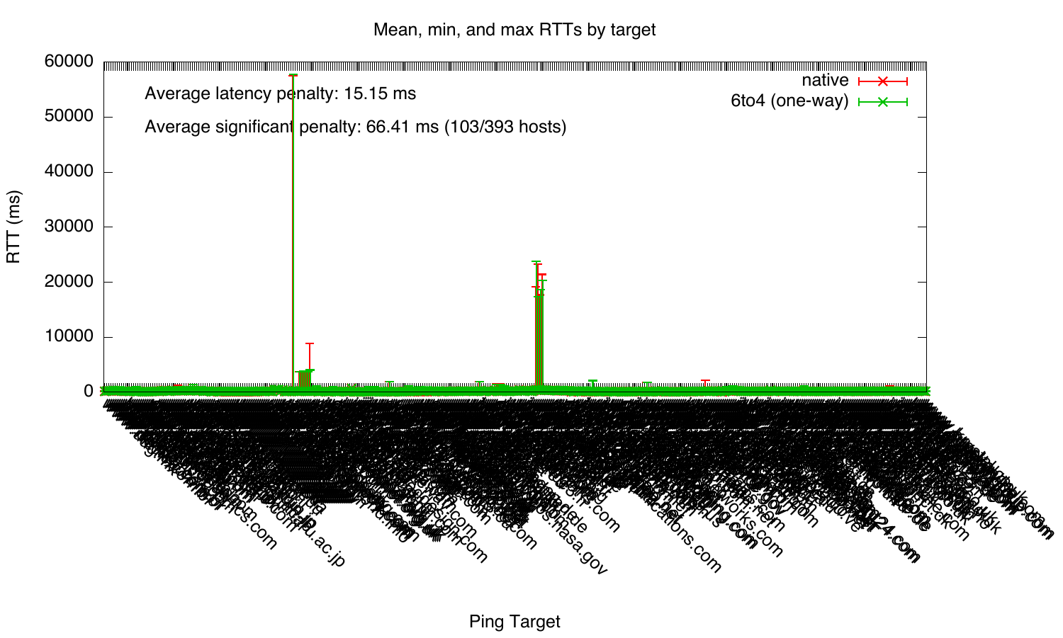Mean, min, and max RTTs by target

Average latency penalty: 15.15 ms

Average significant penalty: 66.41 ms (103/393 hosts)

native

6to4 (one-way)

RTT (ms)

Ping Target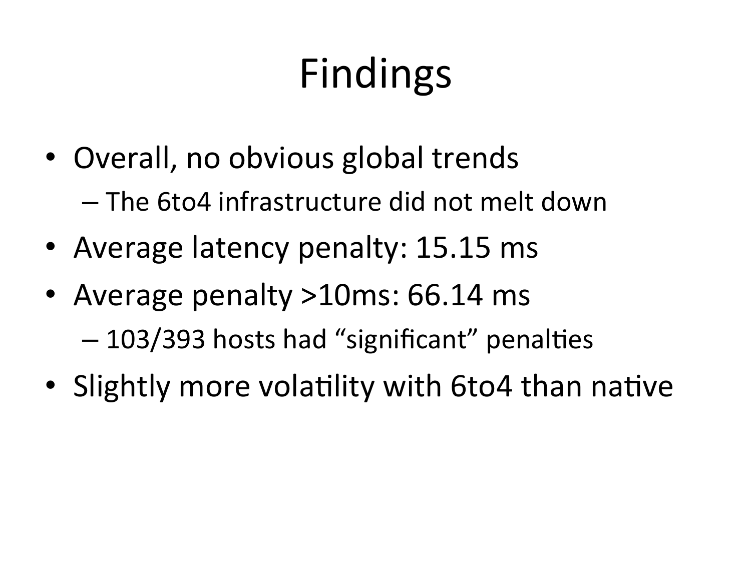# Findings

- Overall, no obvious global trends
  - The 6to4 infrastructure did not melt down
- Average latency penalty: 15.15 ms
- Average penalty >10ms: 66.14 ms
  - 103/393 hosts had "significant" penalties
- Slightly more volatility with 6to4 than native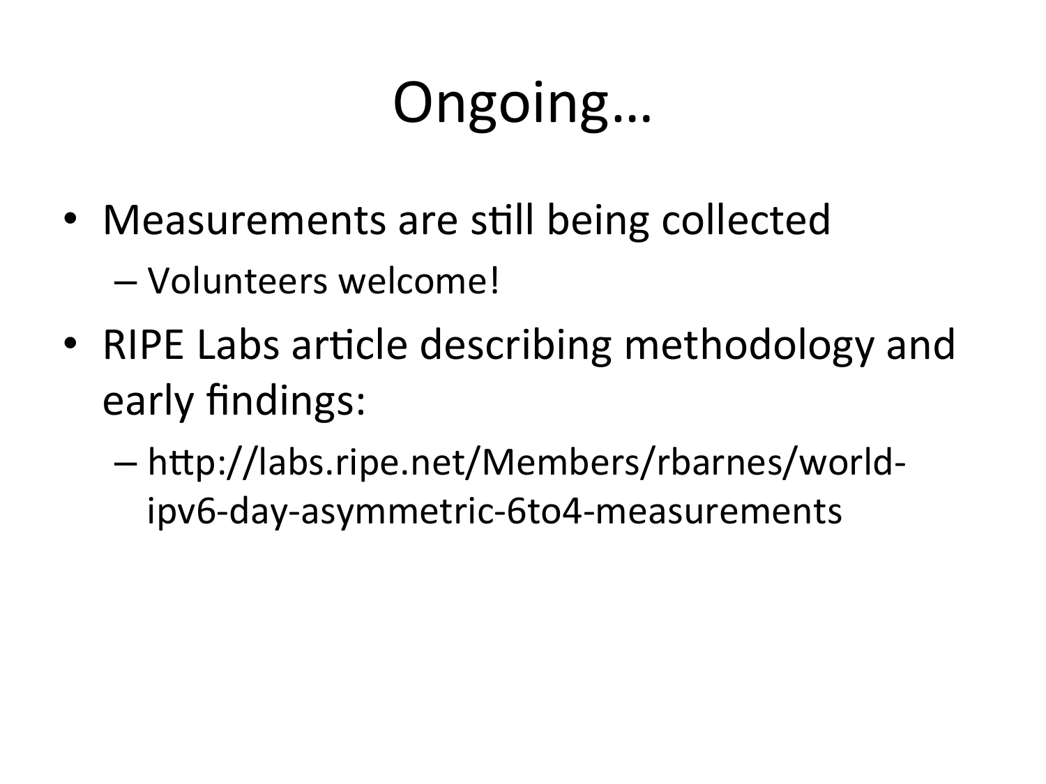# Ongoing…

- Measurements are still being collected
  - Volunteers welcome!
- RIPE Labs article describing methodology and early findings:
  - http://labs.ripe.net/Members/rbarnes/world-ipv6-day-asymmetric-6to4-measurements